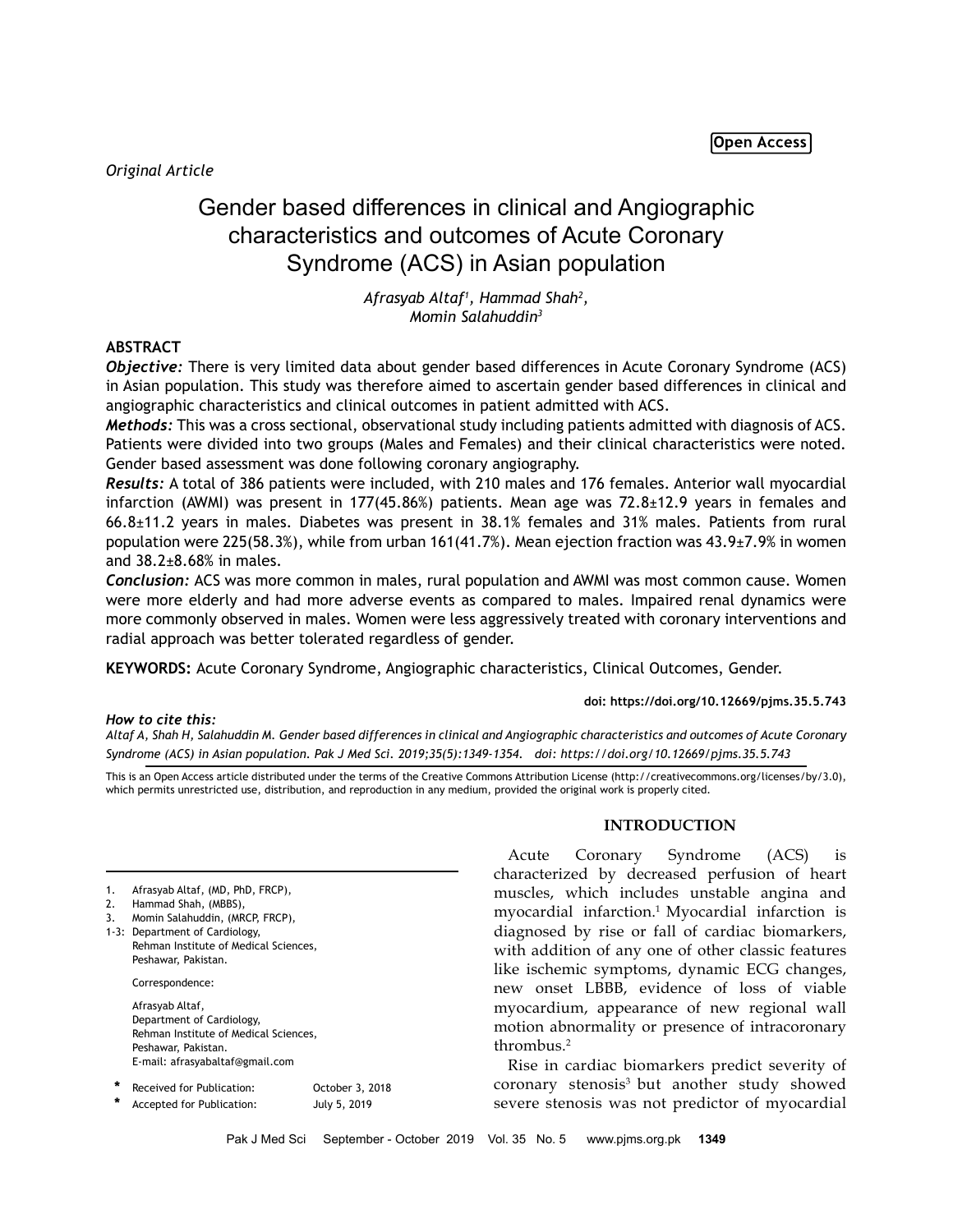Original Article

# Gender based differences in clinical and Angiographic characteristics and outcomes of Acute Coronary Syndrome (ACS) in Asian population

*Afrasyab Altaf[1], Hammad Shah[2], Momin Salahuddin[3]*

## ABSTRACT

***Objective:*** There is very limited data about gender based differences in Acute Coronary Syndrome (ACS) in Asian population. This study was therefore aimed to ascertain gender based differences in clinical and angiographic characteristics and clinical outcomes in patient admitted with ACS.

***Methods:*** This was a cross sectional, observational study including patients admitted with diagnosis of ACS. Patients were divided into two groups (Males and Females) and their clinical characteristics were noted. Gender based assessment was done following coronary angiography.

***Results:*** A total of 386 patients were included, with 210 males and 176 females. Anterior wall myocardial infarction (AWMI) was present in 177(45.86%) patients. Mean age was 72.8±12.9 years in females and 66.8±11.2 years in males. Diabetes was present in 38.1% females and 31% males. Patients from rural population were 225(58.3%), while from urban 161(41.7%). Mean ejection fraction was 43.9±7.9% in women and 38.2±8.68% in males.

***Conclusion:*** ACS was more common in males, rural population and AWMI was most common cause. Women were more elderly and had more adverse events as compared to males. Impaired renal dynamics were more commonly observed in males. Women were less aggressively treated with coronary interventions and radial approach was better tolerated regardless of gender.

**KEYWORDS:** Acute Coronary Syndrome, Angiographic characteristics, Clinical Outcomes, Gender.

**doi: https://doi.org/10.12669/pjms.35.5.743**

***How to cite this:***
*Altaf A, Shah H, Salahuddin M. Gender based differences in clinical and Angiographic characteristics and outcomes of Acute Coronary Syndrome (ACS) in Asian population. Pak J Med Sci. 2019;35(5):1349-1354. doi: https://doi.org/10.12669/pjms.35.5.743*

This is an Open Access article distributed under the terms of the Creative Commons Attribution License (http://creativecommons.org/licenses/by/3.0), which permits unrestricted use, distribution, and reproduction in any medium, provided the original work is properly cited.

1. Afrasyab Altaf, (MD, PhD, FRCP),
2. Hammad Shah, (MBBS),
3. Momin Salahuddin, (MRCP, FRCP),

1-3: Department of Cardiology, Rehman Institute of Medical Sciences, Peshawar, Pakistan.

Correspondence:

Afrasyab Altaf,
Department of Cardiology,
Rehman Institute of Medical Sciences,
Peshawar, Pakistan.
E-mail: afrasyabaltaf@gmail.com

\* Received for Publication: October 3, 2018
\* Accepted for Publication: July 5, 2019

## INTRODUCTION

Acute Coronary Syndrome (ACS) is characterized by decreased perfusion of heart muscles, which includes unstable angina and myocardial infarction.[1] Myocardial infarction is diagnosed by rise or fall of cardiac biomarkers, with addition of any one of other classic features like ischemic symptoms, dynamic ECG changes, new onset LBBB, evidence of loss of viable myocardium, appearance of new regional wall motion abnormality or presence of intracoronary thrombus.[2]

Rise in cardiac biomarkers predict severity of coronary stenosis[3] but another study showed severe stenosis was not predictor of myocardial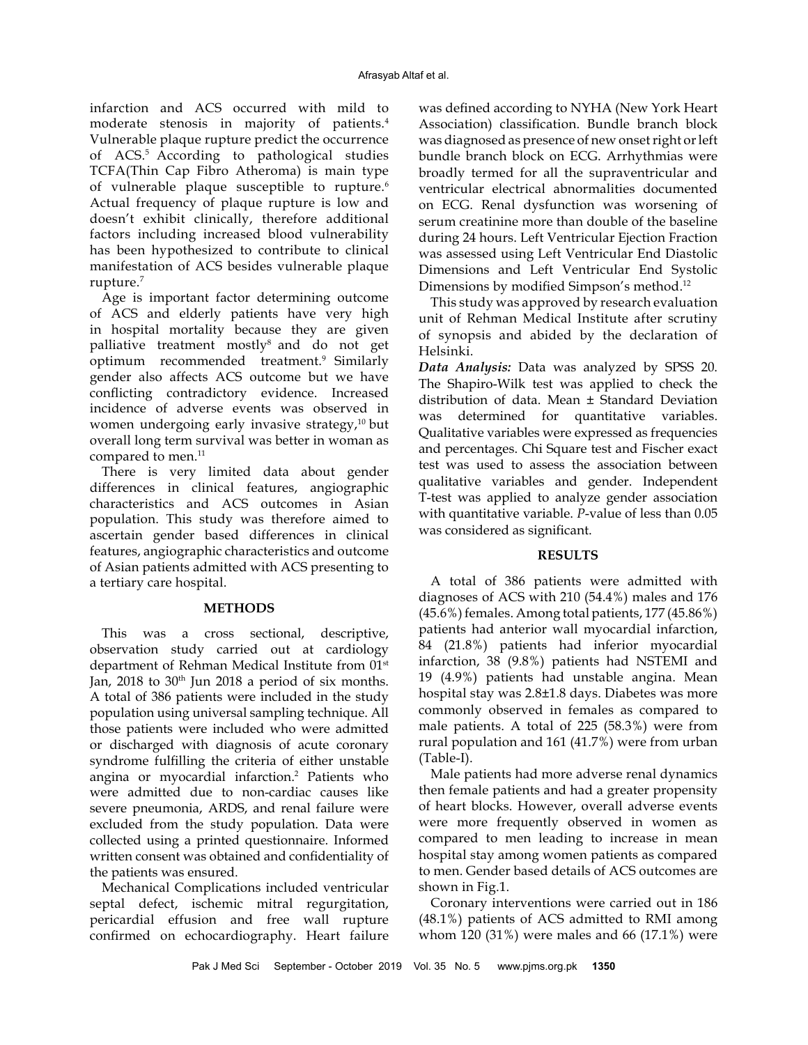infarction and ACS occurred with mild to moderate stenosis in majority of patients.[4] Vulnerable plaque rupture predict the occurrence of ACS.[5] According to pathological studies TCFA(Thin Cap Fibro Atheroma) is main type of vulnerable plaque susceptible to rupture.[6] Actual frequency of plaque rupture is low and doesn't exhibit clinically, therefore additional factors including increased blood vulnerability has been hypothesized to contribute to clinical manifestation of ACS besides vulnerable plaque rupture.[7]

Age is important factor determining outcome of ACS and elderly patients have very high in hospital mortality because they are given palliative treatment mostly[8] and do not get optimum recommended treatment.[9] Similarly gender also affects ACS outcome but we have conflicting contradictory evidence. Increased incidence of adverse events was observed in women undergoing early invasive strategy,[10] but overall long term survival was better in woman as compared to men.[11]

There is very limited data about gender differences in clinical features, angiographic characteristics and ACS outcomes in Asian population. This study was therefore aimed to ascertain gender based differences in clinical features, angiographic characteristics and outcome of Asian patients admitted with ACS presenting to a tertiary care hospital.

## METHODS

This was a cross sectional, descriptive, observation study carried out at cardiology department of Rehman Medical Institute from 01st Jan, 2018 to 30th Jun 2018 a period of six months. A total of 386 patients were included in the study population using universal sampling technique. All those patients were included who were admitted or discharged with diagnosis of acute coronary syndrome fulfilling the criteria of either unstable angina or myocardial infarction.[2] Patients who were admitted due to non-cardiac causes like severe pneumonia, ARDS, and renal failure were excluded from the study population. Data were collected using a printed questionnaire. Informed written consent was obtained and confidentiality of the patients was ensured.

Mechanical Complications included ventricular septal defect, ischemic mitral regurgitation, pericardial effusion and free wall rupture confirmed on echocardiography. Heart failure was defined according to NYHA (New York Heart Association) classification. Bundle branch block was diagnosed as presence of new onset right or left bundle branch block on ECG. Arrhythmias were broadly termed for all the supraventricular and ventricular electrical abnormalities documented on ECG. Renal dysfunction was worsening of serum creatinine more than double of the baseline during 24 hours. Left Ventricular Ejection Fraction was assessed using Left Ventricular End Diastolic Dimensions and Left Ventricular End Systolic Dimensions by modified Simpson's method.[12]

This study was approved by research evaluation unit of Rehman Medical Institute after scrutiny of synopsis and abided by the declaration of Helsinki.

***Data Analysis:*** Data was analyzed by SPSS 20. The Shapiro-Wilk test was applied to check the distribution of data. Mean ± Standard Deviation was determined for quantitative variables. Qualitative variables were expressed as frequencies and percentages. Chi Square test and Fischer exact test was used to assess the association between qualitative variables and gender. Independent T-test was applied to analyze gender association with quantitative variable. *P*-value of less than 0.05 was considered as significant.

## RESULTS

A total of 386 patients were admitted with diagnoses of ACS with 210 (54.4%) males and 176 (45.6%) females. Among total patients, 177 (45.86%) patients had anterior wall myocardial infarction, 84 (21.8%) patients had inferior myocardial infarction, 38 (9.8%) patients had NSTEMI and 19 (4.9%) patients had unstable angina. Mean hospital stay was 2.8±1.8 days. Diabetes was more commonly observed in females as compared to male patients. A total of 225 (58.3%) were from rural population and 161 (41.7%) were from urban (Table-I).

Male patients had more adverse renal dynamics then female patients and had a greater propensity of heart blocks. However, overall adverse events were more frequently observed in women as compared to men leading to increase in mean hospital stay among women patients as compared to men. Gender based details of ACS outcomes are shown in Fig.1.

Coronary interventions were carried out in 186 (48.1%) patients of ACS admitted to RMI among whom 120 (31%) were males and 66 (17.1%) were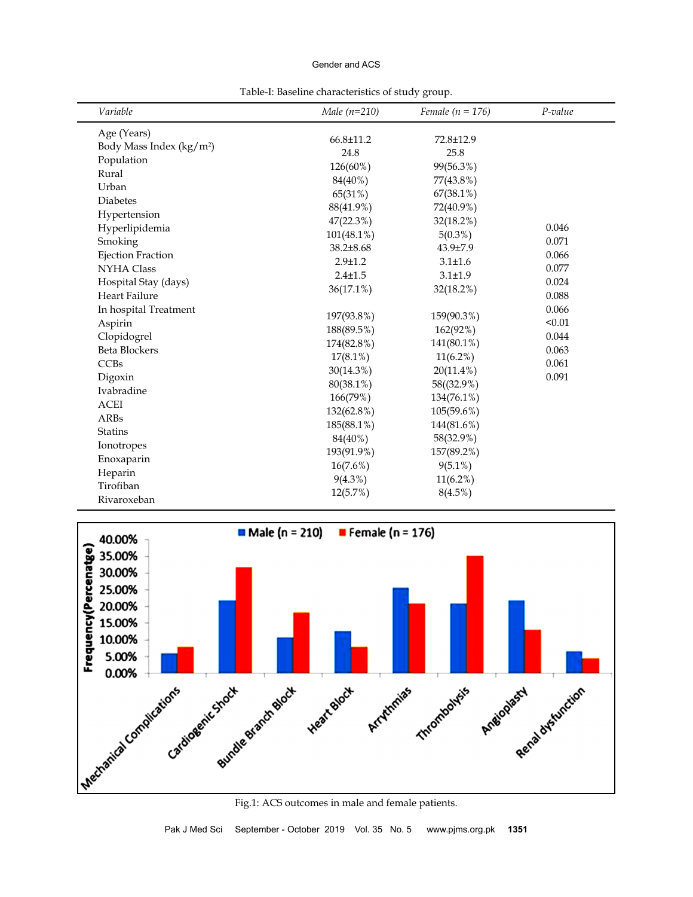Table-I: Baseline characteristics of study group.

| *Variable* | *Male (n=210)* | *Female (n = 176)* | *P-value* |
|---|---|---|---|
| Age (Years) | 66.8±11.2 | 72.8±12.9 | |
| Body Mass Index (kg/m²) | 24.8 | 25.8 | |
| Population | | | |
| Rural | 126(60%) | 99(56.3%) | |
| Urban | 84(40%) | 77(43.8%) | |
| Diabetes | 65(31%) | 67(38.1%) | |
| Hypertension | 88(41.9%) | 72(40.9%) | |
| Hyperlipidemia | 47(22.3%) | 32(18.2%) | 0.046 |
| Smoking | 101(48.1%) | 5(0.3%) | 0.071 |
| Ejection Fraction | 38.2±8.68 | 43.9±7.9 | 0.066 |
| NYHA Class | 2.9±1.2 | 3.1±1.6 | 0.077 |
| Hospital Stay (days) | 2.4±1.5 | 3.1±1.9 | 0.024 |
| Heart Failure | 36(17.1%) | 32(18.2%) | 0.088 |
| In hospital Treatment | | | 0.066 |
| Aspirin | 197(93.8%) | 159(90.3%) | <0.01 |
| Clopidogrel | 188(89.5%) | 162(92%) | 0.044 |
| Beta Blockers | 174(82.8%) | 141(80.1%) | 0.063 |
| CCBs | 17(8.1%) | 11(6.2%) | 0.061 |
| Digoxin | 30(14.3%) | 20(11.4%) | 0.091 |
| Ivabradine | 80(38.1%) | 58((32.9%) | |
| ACEI | 166(79%) | 134(76.1%) | |
| ARBs | 132(62.8%) | 105(59.6%) | |
| Statins | 185(88.1%) | 144(81.6%) | |
| Ionotropes | 84(40%) | 58(32.9%) | |
| Enoxaparin | 193(91.9%) | 157(89.2%) | |
| Heparin | 16(7.6%) | 9(5.1%) | |
| Tirofiban | 9(4.3%) | 11(6.2%) | |
| Rivaroxeban | 12(5.7%) | 8(4.5%) | |

Fig.1: ACS outcomes in male and female patients.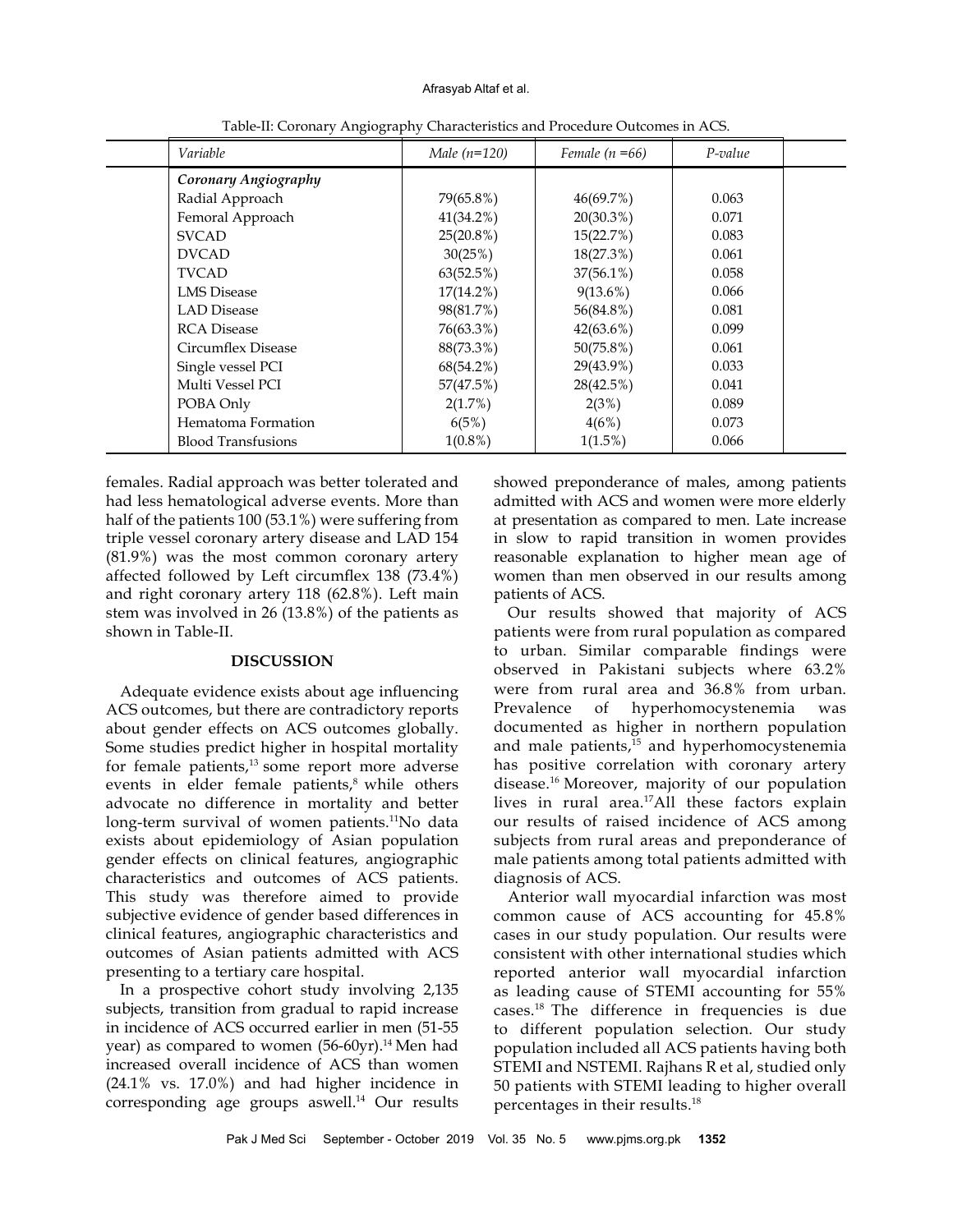Table-II: Coronary Angiography Characteristics and Procedure Outcomes in ACS.

| *Variable* | *Male (n=120)* | *Female (n =66)* | *P-value* |
|---|---|---|---|
| ***Coronary Angiography*** | | | |
| Radial Approach | 79(65.8%) | 46(69.7%) | 0.063 |
| Femoral Approach | 41(34.2%) | 20(30.3%) | 0.071 |
| SVCAD | 25(20.8%) | 15(22.7%) | 0.083 |
| DVCAD | 30(25%) | 18(27.3%) | 0.061 |
| TVCAD | 63(52.5%) | 37(56.1%) | 0.058 |
| LMS Disease | 17(14.2%) | 9(13.6%) | 0.066 |
| LAD Disease | 98(81.7%) | 56(84.8%) | 0.081 |
| RCA Disease | 76(63.3%) | 42(63.6%) | 0.099 |
| Circumflex Disease | 88(73.3%) | 50(75.8%) | 0.061 |
| Single vessel PCI | 68(54.2%) | 29(43.9%) | 0.033 |
| Multi Vessel PCI | 57(47.5%) | 28(42.5%) | 0.041 |
| POBA Only | 2(1.7%) | 2(3%) | 0.089 |
| Hematoma Formation | 6(5%) | 4(6%) | 0.073 |
| Blood Transfusions | 1(0.8%) | 1(1.5%) | 0.066 |

females. Radial approach was better tolerated and had less hematological adverse events. More than half of the patients 100 (53.1%) were suffering from triple vessel coronary artery disease and LAD 154 (81.9%) was the most common coronary artery affected followed by Left circumflex 138 (73.4%) and right coronary artery 118 (62.8%). Left main stem was involved in 26 (13.8%) of the patients as shown in Table-II.

## DISCUSSION

Adequate evidence exists about age influencing ACS outcomes, but there are contradictory reports about gender effects on ACS outcomes globally. Some studies predict higher in hospital mortality for female patients,[13] some report more adverse events in elder female patients,[8] while others advocate no difference in mortality and better long-term survival of women patients.[11] No data exists about epidemiology of Asian population gender effects on clinical features, angiographic characteristics and outcomes of ACS patients. This study was therefore aimed to provide subjective evidence of gender based differences in clinical features, angiographic characteristics and outcomes of Asian patients admitted with ACS presenting to a tertiary care hospital.

In a prospective cohort study involving 2,135 subjects, transition from gradual to rapid increase in incidence of ACS occurred earlier in men (51-55 year) as compared to women (56-60yr).[14] Men had increased overall incidence of ACS than women (24.1% vs. 17.0%) and had higher incidence in corresponding age groups aswell.[14] Our results showed preponderance of males, among patients admitted with ACS and women were more elderly at presentation as compared to men. Late increase in slow to rapid transition in women provides reasonable explanation to higher mean age of women than men observed in our results among patients of ACS.

Our results showed that majority of ACS patients were from rural population as compared to urban. Similar comparable findings were observed in Pakistani subjects where 63.2% were from rural area and 36.8% from urban. Prevalence of hyperhomocystenemia was documented as higher in northern population and male patients,[15] and hyperhomocystenemia has positive correlation with coronary artery disease.[16] Moreover, majority of our population lives in rural area.[17] All these factors explain our results of raised incidence of ACS among subjects from rural areas and preponderance of male patients among total patients admitted with diagnosis of ACS.

Anterior wall myocardial infarction was most common cause of ACS accounting for 45.8% cases in our study population. Our results were consistent with other international studies which reported anterior wall myocardial infarction as leading cause of STEMI accounting for 55% cases.[18] The difference in frequencies is due to different population selection. Our study population included all ACS patients having both STEMI and NSTEMI. Rajhans R et al, studied only 50 patients with STEMI leading to higher overall percentages in their results.[18]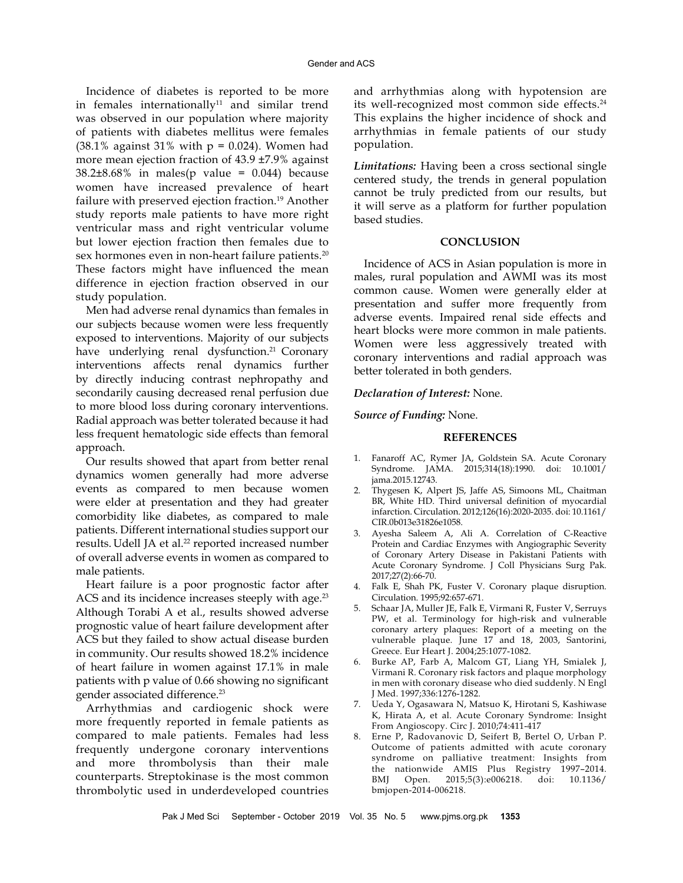Incidence of diabetes is reported to be more in females internationally[11] and similar trend was observed in our population where majority of patients with diabetes mellitus were females (38.1% against 31% with p = 0.024). Women had more mean ejection fraction of 43.9 ±7.9% against 38.2±8.68% in males(p value = 0.044) because women have increased prevalence of heart failure with preserved ejection fraction.[19] Another study reports male patients to have more right ventricular mass and right ventricular volume but lower ejection fraction then females due to sex hormones even in non-heart failure patients.[20] These factors might have influenced the mean difference in ejection fraction observed in our study population.

Men had adverse renal dynamics than females in our subjects because women were less frequently exposed to interventions. Majority of our subjects have underlying renal dysfunction.[21] Coronary interventions affects renal dynamics further by directly inducing contrast nephropathy and secondarily causing decreased renal perfusion due to more blood loss during coronary interventions. Radial approach was better tolerated because it had less frequent hematologic side effects than femoral approach.

Our results showed that apart from better renal dynamics women generally had more adverse events as compared to men because women were elder at presentation and they had greater comorbidity like diabetes, as compared to male patients. Different international studies support our results. Udell JA et al.[22] reported increased number of overall adverse events in women as compared to male patients.

Heart failure is a poor prognostic factor after ACS and its incidence increases steeply with age.[23] Although Torabi A et al., results showed adverse prognostic value of heart failure development after ACS but they failed to show actual disease burden in community. Our results showed 18.2% incidence of heart failure in women against 17.1% in male patients with p value of 0.66 showing no significant gender associated difference.[23]

Arrhythmias and cardiogenic shock were more frequently reported in female patients as compared to male patients. Females had less frequently undergone coronary interventions and more thrombolysis than their male counterparts. Streptokinase is the most common thrombolytic used in underdeveloped countries and arrhythmias along with hypotension are its well-recognized most common side effects.[24] This explains the higher incidence of shock and arrhythmias in female patients of our study population.

***Limitations:*** Having been a cross sectional single centered study, the trends in general population cannot be truly predicted from our results, but it will serve as a platform for further population based studies.

## CONCLUSION

Incidence of ACS in Asian population is more in males, rural population and AWMI was its most common cause. Women were generally elder at presentation and suffer more frequently from adverse events. Impaired renal side effects and heart blocks were more common in male patients. Women were less aggressively treated with coronary interventions and radial approach was better tolerated in both genders.

***Declaration of Interest:*** None.

***Source of Funding:*** None.

## REFERENCES

1. Fanaroff AC, Rymer JA, Goldstein SA. Acute Coronary Syndrome. JAMA. 2015;314(18):1990. doi: 10.1001/jama.2015.12743.
2. Thygesen K, Alpert JS, Jaffe AS, Simoons ML, Chaitman BR, White HD. Third universal definition of myocardial infarction. Circulation. 2012;126(16):2020-2035. doi: 10.1161/CIR.0b013e31826e1058.
3. Ayesha Saleem A, Ali A. Correlation of C-Reactive Protein and Cardiac Enzymes with Angiographic Severity of Coronary Artery Disease in Pakistani Patients with Acute Coronary Syndrome. J Coll Physicians Surg Pak. 2017;27(2):66-70.
4. Falk E, Shah PK, Fuster V. Coronary plaque disruption. Circulation. 1995;92:657-671.
5. Schaar JA, Muller JE, Falk E, Virmani R, Fuster V, Serruys PW, et al. Terminology for high-risk and vulnerable coronary artery plaques: Report of a meeting on the vulnerable plaque. June 17 and 18, 2003, Santorini, Greece. Eur Heart J. 2004;25:1077-1082.
6. Burke AP, Farb A, Malcom GT, Liang YH, Smialek J, Virmani R. Coronary risk factors and plaque morphology in men with coronary disease who died suddenly. N Engl J Med. 1997;336:1276-1282.
7. Ueda Y, Ogasawara N, Matsuo K, Hirotani S, Kashiwase K, Hirata A, et al. Acute Coronary Syndrome: Insight From Angioscopy. Circ J. 2010;74:411-417
8. Erne P, Radovanovic D, Seifert B, Bertel O, Urban P. Outcome of patients admitted with acute coronary syndrome on palliative treatment: Insights from the nationwide AMIS Plus Registry 1997–2014. BMJ Open. 2015;5(3):e006218. doi: 10.1136/bmjopen-2014-006218.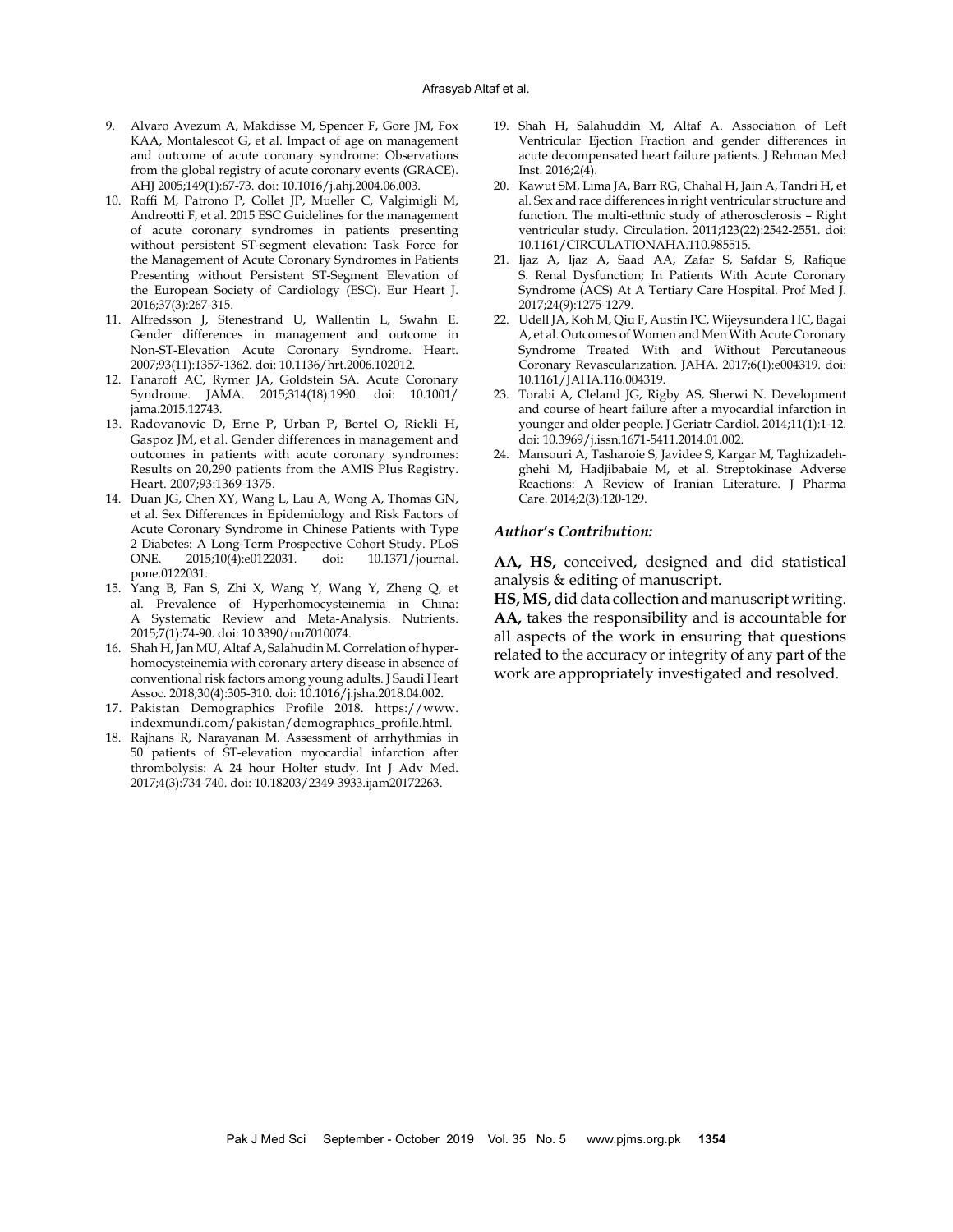9. Alvaro Avezum A, Makdisse M, Spencer F, Gore JM, Fox KAA, Montalescot G, et al. Impact of age on management and outcome of acute coronary syndrome: Observations from the global registry of acute coronary events (GRACE). AHJ 2005;149(1):67-73. doi: 10.1016/j.ahj.2004.06.003.
10. Roffi M, Patrono P, Collet JP, Mueller C, Valgimigli M, Andreotti F, et al. 2015 ESC Guidelines for the management of acute coronary syndromes in patients presenting without persistent ST-segment elevation: Task Force for the Management of Acute Coronary Syndromes in Patients Presenting without Persistent ST-Segment Elevation of the European Society of Cardiology (ESC). Eur Heart J. 2016;37(3):267-315.
11. Alfredsson J, Stenestrand U, Wallentin L, Swahn E. Gender differences in management and outcome in Non-ST-Elevation Acute Coronary Syndrome. Heart. 2007;93(11):1357-1362. doi: 10.1136/hrt.2006.102012.
12. Fanaroff AC, Rymer JA, Goldstein SA. Acute Coronary Syndrome. JAMA. 2015;314(18):1990. doi: 10.1001/jama.2015.12743.
13. Radovanovic D, Erne P, Urban P, Bertel O, Rickli H, Gaspoz JM, et al. Gender differences in management and outcomes in patients with acute coronary syndromes: Results on 20,290 patients from the AMIS Plus Registry. Heart. 2007;93:1369-1375.
14. Duan JG, Chen XY, Wang L, Lau A, Wong A, Thomas GN, et al. Sex Differences in Epidemiology and Risk Factors of Acute Coronary Syndrome in Chinese Patients with Type 2 Diabetes: A Long-Term Prospective Cohort Study. PLoS ONE. 2015;10(4):e0122031. doi: 10.1371/journal.pone.0122031.
15. Yang B, Fan S, Zhi X, Wang Y, Wang Y, Zheng Q, et al. Prevalence of Hyperhomocysteinemia in China: A Systematic Review and Meta-Analysis. Nutrients. 2015;7(1):74-90. doi: 10.3390/nu7010074.
16. Shah H, Jan MU, Altaf A, Salahudin M. Correlation of hyper-homocysteinemia with coronary artery disease in absence of conventional risk factors among young adults. J Saudi Heart Assoc. 2018;30(4):305-310. doi: 10.1016/j.jsha.2018.04.002.
17. Pakistan Demographics Profile 2018. https://www.indexmundi.com/pakistan/demographics_profile.html.
18. Rajhans R, Narayanan M. Assessment of arrhythmias in 50 patients of ST-elevation myocardial infarction after thrombolysis: A 24 hour Holter study. Int J Adv Med. 2017;4(3):734-740. doi: 10.18203/2349-3933.ijam20172263.
19. Shah H, Salahuddin M, Altaf A. Association of Left Ventricular Ejection Fraction and gender differences in acute decompensated heart failure patients. J Rehman Med Inst. 2016;2(4).
20. Kawut SM, Lima JA, Barr RG, Chahal H, Jain A, Tandri H, et al. Sex and race differences in right ventricular structure and function. The multi-ethnic study of atherosclerosis – Right ventricular study. Circulation. 2011;123(22):2542-2551. doi: 10.1161/CIRCULATIONAHA.110.985515.
21. Ijaz A, Ijaz A, Saad AA, Zafar S, Safdar S, Rafique S. Renal Dysfunction; In Patients With Acute Coronary Syndrome (ACS) At A Tertiary Care Hospital. Prof Med J. 2017;24(9):1275-1279.
22. Udell JA, Koh M, Qiu F, Austin PC, Wijeysundera HC, Bagai A, et al. Outcomes of Women and Men With Acute Coronary Syndrome Treated With and Without Percutaneous Coronary Revascularization. JAHA. 2017;6(1):e004319. doi: 10.1161/JAHA.116.004319.
23. Torabi A, Cleland JG, Rigby AS, Sherwi N. Development and course of heart failure after a myocardial infarction in younger and older people. J Geriatr Cardiol. 2014;11(1):1-12. doi: 10.3969/j.issn.1671-5411.2014.01.002.
24. Mansouri A, Tasharoie S, Javidee S, Kargar M, Taghizadeh-ghehi M, Hadjibabaie M, et al. Streptokinase Adverse Reactions: A Review of Iranian Literature. J Pharma Care. 2014;2(3):120-129.

### *Author's Contribution:*

**AA, HS,** conceived, designed and did statistical analysis & editing of manuscript.

**HS, MS,** did data collection and manuscript writing.

**AA,** takes the responsibility and is accountable for all aspects of the work in ensuring that questions related to the accuracy or integrity of any part of the work are appropriately investigated and resolved.